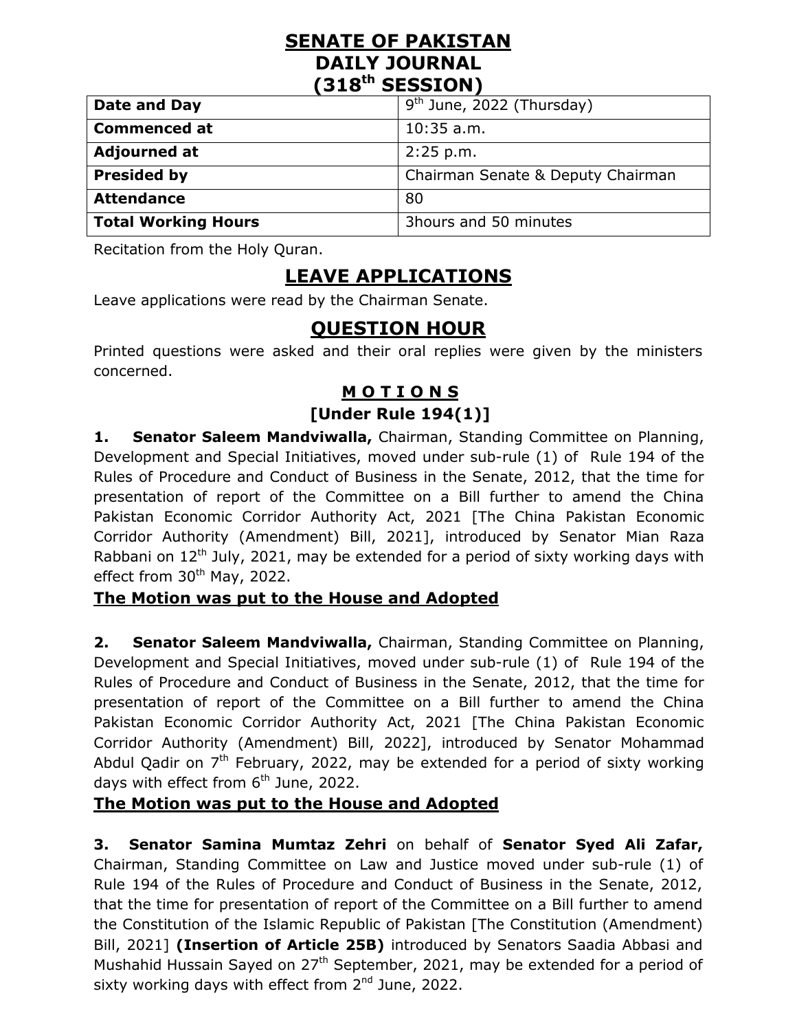# SENATE OF PAKISTAN
# DAILY JOURNAL
# (318th SESSION)

| Date and Day | 9th June, 2022 (Thursday) |
|---|---|
| **Commenced at** | 10:35 a.m. |
| **Adjourned at** | 2:25 p.m. |
| **Presided by** | Chairman Senate & Deputy Chairman |
| **Attendance** | 80 |
| **Total Working Hours** | 3hours and 50 minutes |

Recitation from the Holy Quran.

## LEAVE APPLICATIONS

Leave applications were read by the Chairman Senate.

## QUESTION HOUR

Printed questions were asked and their oral replies were given by the ministers concerned.

### M O T I O N S
### [Under Rule 194(1)]

**1. Senator Saleem Mandviwalla,** Chairman, Standing Committee on Planning, Development and Special Initiatives, moved under sub-rule (1) of Rule 194 of the Rules of Procedure and Conduct of Business in the Senate, 2012, that the time for presentation of report of the Committee on a Bill further to amend the China Pakistan Economic Corridor Authority Act, 2021 [The China Pakistan Economic Corridor Authority (Amendment) Bill, 2021], introduced by Senator Mian Raza Rabbani on 12th July, 2021, may be extended for a period of sixty working days with effect from 30th May, 2022.

**The Motion was put to the House and Adopted**

**2. Senator Saleem Mandviwalla,** Chairman, Standing Committee on Planning, Development and Special Initiatives, moved under sub-rule (1) of Rule 194 of the Rules of Procedure and Conduct of Business in the Senate, 2012, that the time for presentation of report of the Committee on a Bill further to amend the China Pakistan Economic Corridor Authority Act, 2021 [The China Pakistan Economic Corridor Authority (Amendment) Bill, 2022], introduced by Senator Mohammad Abdul Qadir on 7th February, 2022, may be extended for a period of sixty working days with effect from 6th June, 2022.

**The Motion was put to the House and Adopted**

**3. Senator Samina Mumtaz Zehri** on behalf of **Senator Syed Ali Zafar,** Chairman, Standing Committee on Law and Justice moved under sub-rule (1) of Rule 194 of the Rules of Procedure and Conduct of Business in the Senate, 2012, that the time for presentation of report of the Committee on a Bill further to amend the Constitution of the Islamic Republic of Pakistan [The Constitution (Amendment) Bill, 2021] **(Insertion of Article 25B)** introduced by Senators Saadia Abbasi and Mushahid Hussain Sayed on 27th September, 2021, may be extended for a period of sixty working days with effect from 2nd June, 2022.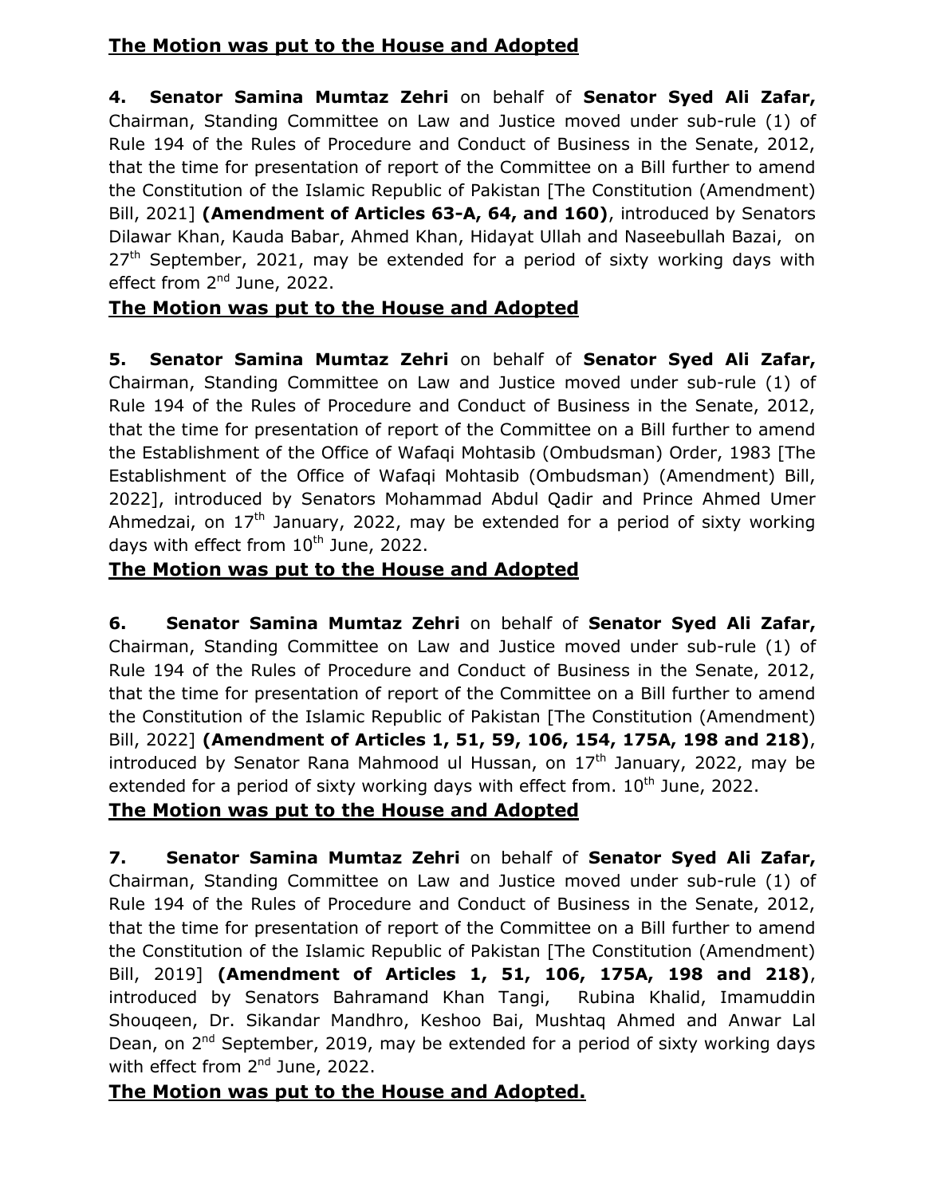**The Motion was put to the House and Adopted**

**4. Senator Samina Mumtaz Zehri** on behalf of **Senator Syed Ali Zafar,** Chairman, Standing Committee on Law and Justice moved under sub-rule (1) of Rule 194 of the Rules of Procedure and Conduct of Business in the Senate, 2012, that the time for presentation of report of the Committee on a Bill further to amend the Constitution of the Islamic Republic of Pakistan [The Constitution (Amendment) Bill, 2021] **(Amendment of Articles 63-A, 64, and 160)**, introduced by Senators Dilawar Khan, Kauda Babar, Ahmed Khan, Hidayat Ullah and Naseebullah Bazai, on 27th September, 2021, may be extended for a period of sixty working days with effect from 2nd June, 2022.

**The Motion was put to the House and Adopted**

**5. Senator Samina Mumtaz Zehri** on behalf of **Senator Syed Ali Zafar,** Chairman, Standing Committee on Law and Justice moved under sub-rule (1) of Rule 194 of the Rules of Procedure and Conduct of Business in the Senate, 2012, that the time for presentation of report of the Committee on a Bill further to amend the Establishment of the Office of Wafaqi Mohtasib (Ombudsman) Order, 1983 [The Establishment of the Office of Wafaqi Mohtasib (Ombudsman) (Amendment) Bill, 2022], introduced by Senators Mohammad Abdul Qadir and Prince Ahmed Umer Ahmedzai, on 17th January, 2022, may be extended for a period of sixty working days with effect from 10th June, 2022.

**The Motion was put to the House and Adopted**

**6. Senator Samina Mumtaz Zehri** on behalf of **Senator Syed Ali Zafar,** Chairman, Standing Committee on Law and Justice moved under sub-rule (1) of Rule 194 of the Rules of Procedure and Conduct of Business in the Senate, 2012, that the time for presentation of report of the Committee on a Bill further to amend the Constitution of the Islamic Republic of Pakistan [The Constitution (Amendment) Bill, 2022] **(Amendment of Articles 1, 51, 59, 106, 154, 175A, 198 and 218)**, introduced by Senator Rana Mahmood ul Hussan, on 17th January, 2022, may be extended for a period of sixty working days with effect from. 10th June, 2022.

**The Motion was put to the House and Adopted**

**7. Senator Samina Mumtaz Zehri** on behalf of **Senator Syed Ali Zafar,** Chairman, Standing Committee on Law and Justice moved under sub-rule (1) of Rule 194 of the Rules of Procedure and Conduct of Business in the Senate, 2012, that the time for presentation of report of the Committee on a Bill further to amend the Constitution of the Islamic Republic of Pakistan [The Constitution (Amendment) Bill, 2019] **(Amendment of Articles 1, 51, 106, 175A, 198 and 218)**, introduced by Senators Bahramand Khan Tangi, Rubina Khalid, Imamuddin Shouqeen, Dr. Sikandar Mandhro, Keshoo Bai, Mushtaq Ahmed and Anwar Lal Dean, on 2nd September, 2019, may be extended for a period of sixty working days with effect from 2nd June, 2022.

**The Motion was put to the House and Adopted.**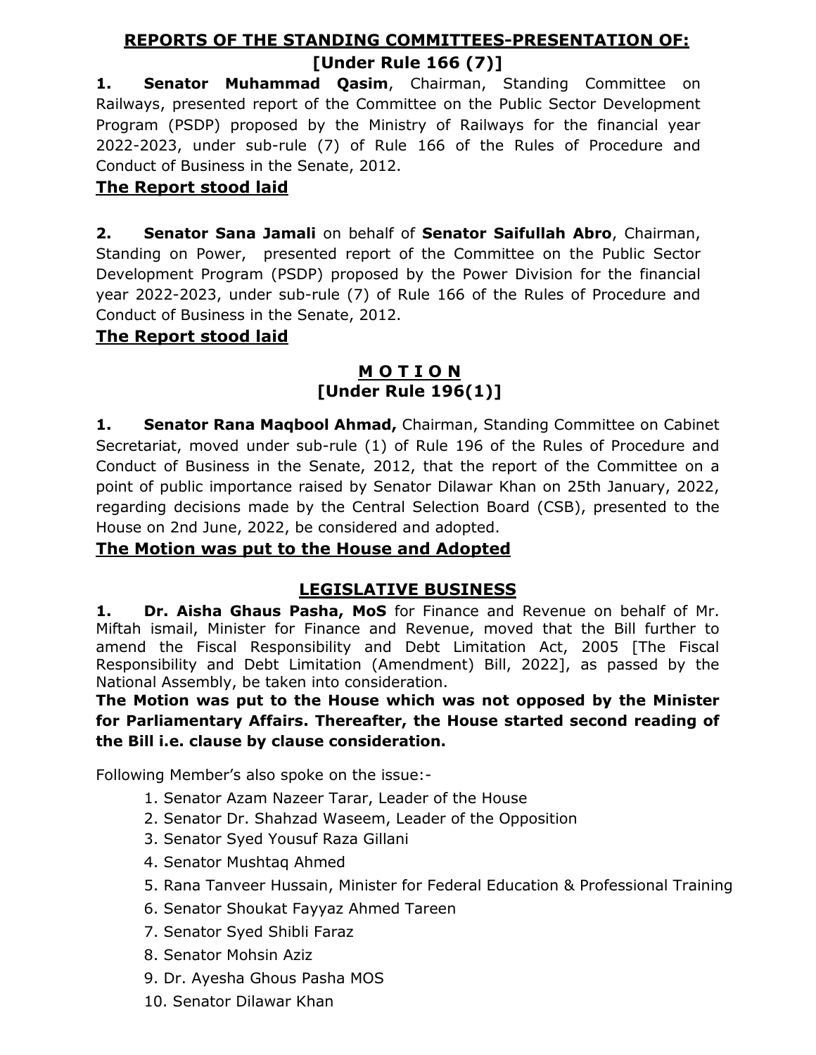## **REPORTS OF THE STANDING COMMITTEES-PRESENTATION OF:**
## **[Under Rule 166 (7)]**

**1. Senator Muhammad Qasim**, Chairman, Standing Committee on Railways, presented report of the Committee on the Public Sector Development Program (PSDP) proposed by the Ministry of Railways for the financial year 2022-2023, under sub-rule (7) of Rule 166 of the Rules of Procedure and Conduct of Business in the Senate, 2012.

**The Report stood laid**

**2. Senator Sana Jamali** on behalf of **Senator Saifullah Abro**, Chairman, Standing on Power, presented report of the Committee on the Public Sector Development Program (PSDP) proposed by the Power Division for the financial year 2022-2023, under sub-rule (7) of Rule 166 of the Rules of Procedure and Conduct of Business in the Senate, 2012.

**The Report stood laid**

## **M O T I O N**
## **[Under Rule 196(1)]**

**1. Senator Rana Maqbool Ahmad,** Chairman, Standing Committee on Cabinet Secretariat, moved under sub-rule (1) of Rule 196 of the Rules of Procedure and Conduct of Business in the Senate, 2012, that the report of the Committee on a point of public importance raised by Senator Dilawar Khan on 25th January, 2022, regarding decisions made by the Central Selection Board (CSB), presented to the House on 2nd June, 2022, be considered and adopted.

**The Motion was put to the House and Adopted**

## **LEGISLATIVE BUSINESS**

**1. Dr. Aisha Ghaus Pasha, MoS** for Finance and Revenue on behalf of Mr. Miftah ismail, Minister for Finance and Revenue, moved that the Bill further to amend the Fiscal Responsibility and Debt Limitation Act, 2005 [The Fiscal Responsibility and Debt Limitation (Amendment) Bill, 2022], as passed by the National Assembly, be taken into consideration.

**The Motion was put to the House which was not opposed by the Minister for Parliamentary Affairs. Thereafter, the House started second reading of the Bill i.e. clause by clause consideration.**

Following Member's also spoke on the issue:-

1. Senator Azam Nazeer Tarar, Leader of the House
2. Senator Dr. Shahzad Waseem, Leader of the Opposition
3. Senator Syed Yousuf Raza Gillani
4. Senator Mushtaq Ahmed
5. Rana Tanveer Hussain, Minister for Federal Education & Professional Training
6. Senator Shoukat Fayyaz Ahmed Tareen
7. Senator Syed Shibli Faraz
8. Senator Mohsin Aziz
9. Dr. Ayesha Ghous Pasha MOS
10. Senator Dilawar Khan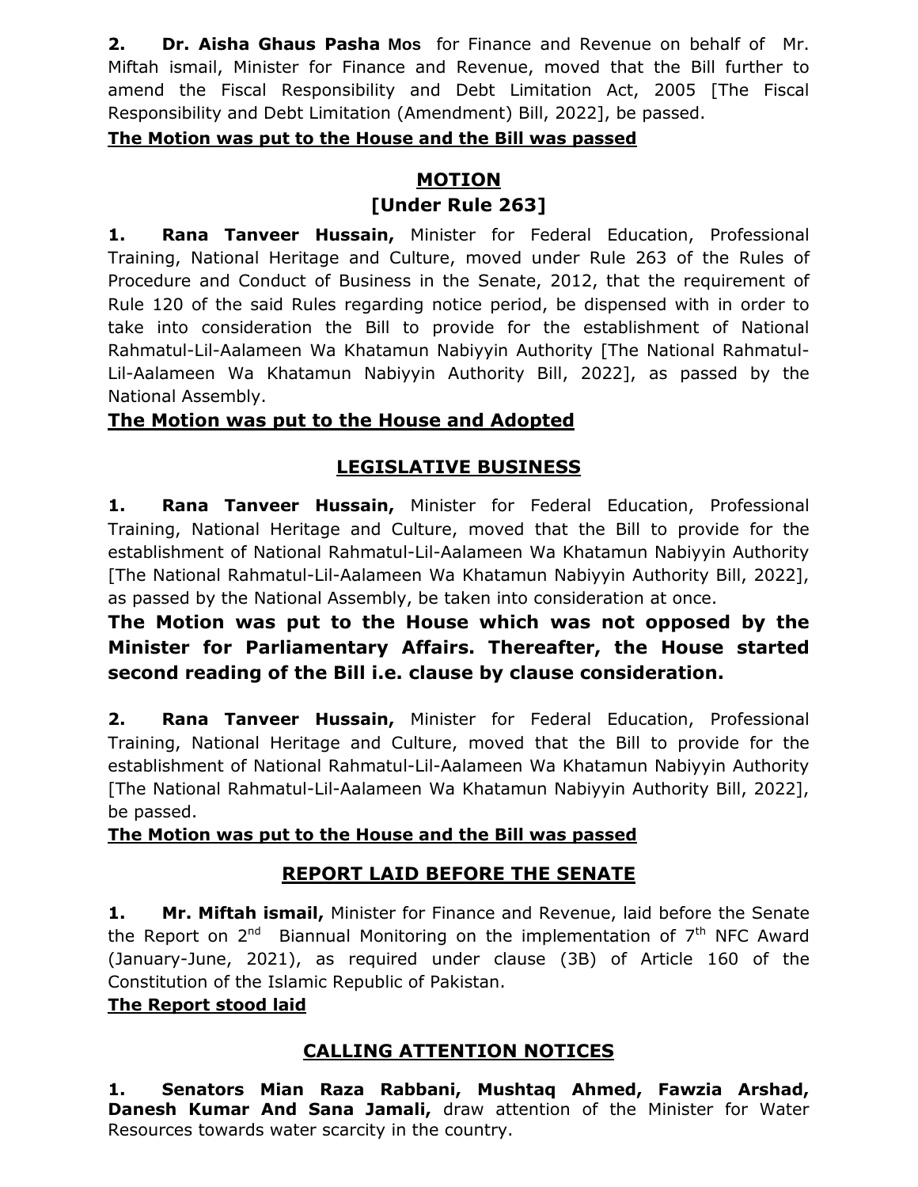**2. Dr. Aisha Ghaus Pasha Mos** for Finance and Revenue on behalf of Mr. Miftah ismail, Minister for Finance and Revenue, moved that the Bill further to amend the Fiscal Responsibility and Debt Limitation Act, 2005 [The Fiscal Responsibility and Debt Limitation (Amendment) Bill, 2022], be passed.

**The Motion was put to the House and the Bill was passed**

## MOTION
## [Under Rule 263]

**1. Rana Tanveer Hussain,** Minister for Federal Education, Professional Training, National Heritage and Culture, moved under Rule 263 of the Rules of Procedure and Conduct of Business in the Senate, 2012, that the requirement of Rule 120 of the said Rules regarding notice period, be dispensed with in order to take into consideration the Bill to provide for the establishment of National Rahmatul-Lil-Aalameen Wa Khatamun Nabiyyin Authority [The National Rahmatul-Lil-Aalameen Wa Khatamun Nabiyyin Authority Bill, 2022], as passed by the National Assembly.

**The Motion was put to the House and Adopted**

## LEGISLATIVE BUSINESS

**1. Rana Tanveer Hussain,** Minister for Federal Education, Professional Training, National Heritage and Culture, moved that the Bill to provide for the establishment of National Rahmatul-Lil-Aalameen Wa Khatamun Nabiyyin Authority [The National Rahmatul-Lil-Aalameen Wa Khatamun Nabiyyin Authority Bill, 2022], as passed by the National Assembly, be taken into consideration at once.

**The Motion was put to the House which was not opposed by the Minister for Parliamentary Affairs. Thereafter, the House started second reading of the Bill i.e. clause by clause consideration.**

**2. Rana Tanveer Hussain,** Minister for Federal Education, Professional Training, National Heritage and Culture, moved that the Bill to provide for the establishment of National Rahmatul-Lil-Aalameen Wa Khatamun Nabiyyin Authority [The National Rahmatul-Lil-Aalameen Wa Khatamun Nabiyyin Authority Bill, 2022], be passed.

**The Motion was put to the House and the Bill was passed**

## REPORT LAID BEFORE THE SENATE

**1. Mr. Miftah ismail,** Minister for Finance and Revenue, laid before the Senate the Report on 2nd Biannual Monitoring on the implementation of 7th NFC Award (January-June, 2021), as required under clause (3B) of Article 160 of the Constitution of the Islamic Republic of Pakistan.

**The Report stood laid**

## CALLING ATTENTION NOTICES

**1. Senators Mian Raza Rabbani, Mushtaq Ahmed, Fawzia Arshad, Danesh Kumar And Sana Jamali,** draw attention of the Minister for Water Resources towards water scarcity in the country.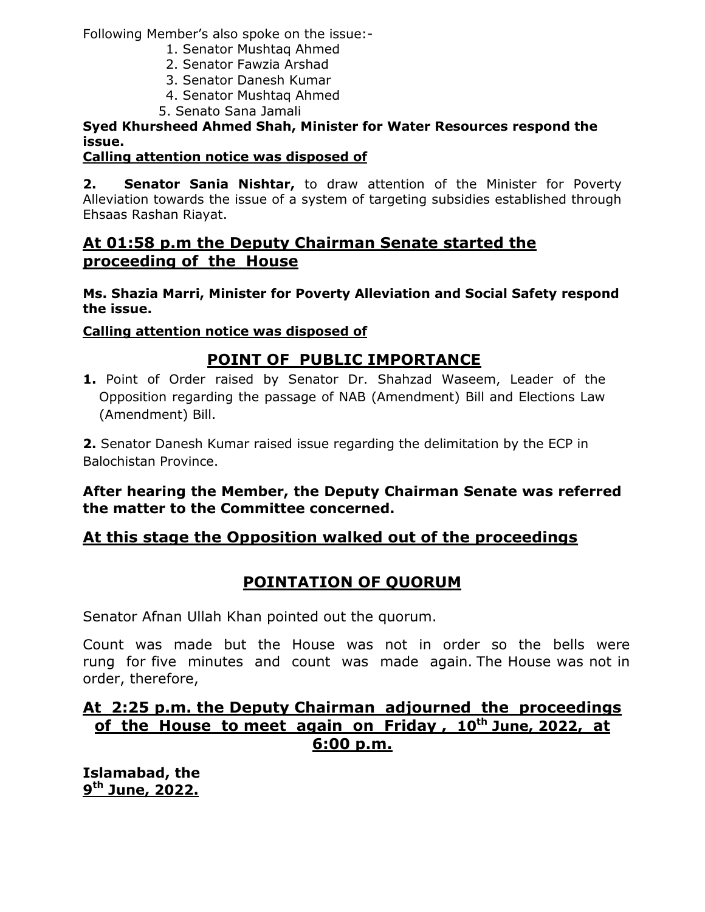Following Member's also spoke on the issue:-

1. Senator Mushtaq Ahmed
2. Senator Fawzia Arshad
3. Senator Danesh Kumar
4. Senator Mushtaq Ahmed
5. Senato Sana Jamali

**Syed Khursheed Ahmed Shah, Minister for Water Resources respond the issue.**

**Calling attention notice was disposed of**

**2. Senator Sania Nishtar,** to draw attention of the Minister for Poverty Alleviation towards the issue of a system of targeting subsidies established through Ehsaas Rashan Riayat.

## At 01:58 p.m the Deputy Chairman Senate started the proceeding of the House

**Ms. Shazia Marri, Minister for Poverty Alleviation and Social Safety respond the issue.**

**Calling attention notice was disposed of**

## POINT OF PUBLIC IMPORTANCE

**1.** Point of Order raised by Senator Dr. Shahzad Waseem, Leader of the Opposition regarding the passage of NAB (Amendment) Bill and Elections Law (Amendment) Bill.

**2.** Senator Danesh Kumar raised issue regarding the delimitation by the ECP in Balochistan Province.

**After hearing the Member, the Deputy Chairman Senate was referred the matter to the Committee concerned.**

## At this stage the Opposition walked out of the proceedings

## POINTATION OF QUORUM

Senator Afnan Ullah Khan pointed out the quorum.

Count was made but the House was not in order so the bells were rung for five minutes and count was made again. The House was not in order, therefore,

## At 2:25 p.m. the Deputy Chairman adjourned the proceedings of the House to meet again on Friday, 10th June, 2022, at 6:00 p.m.

**Islamabad, the**
**9th June, 2022.**